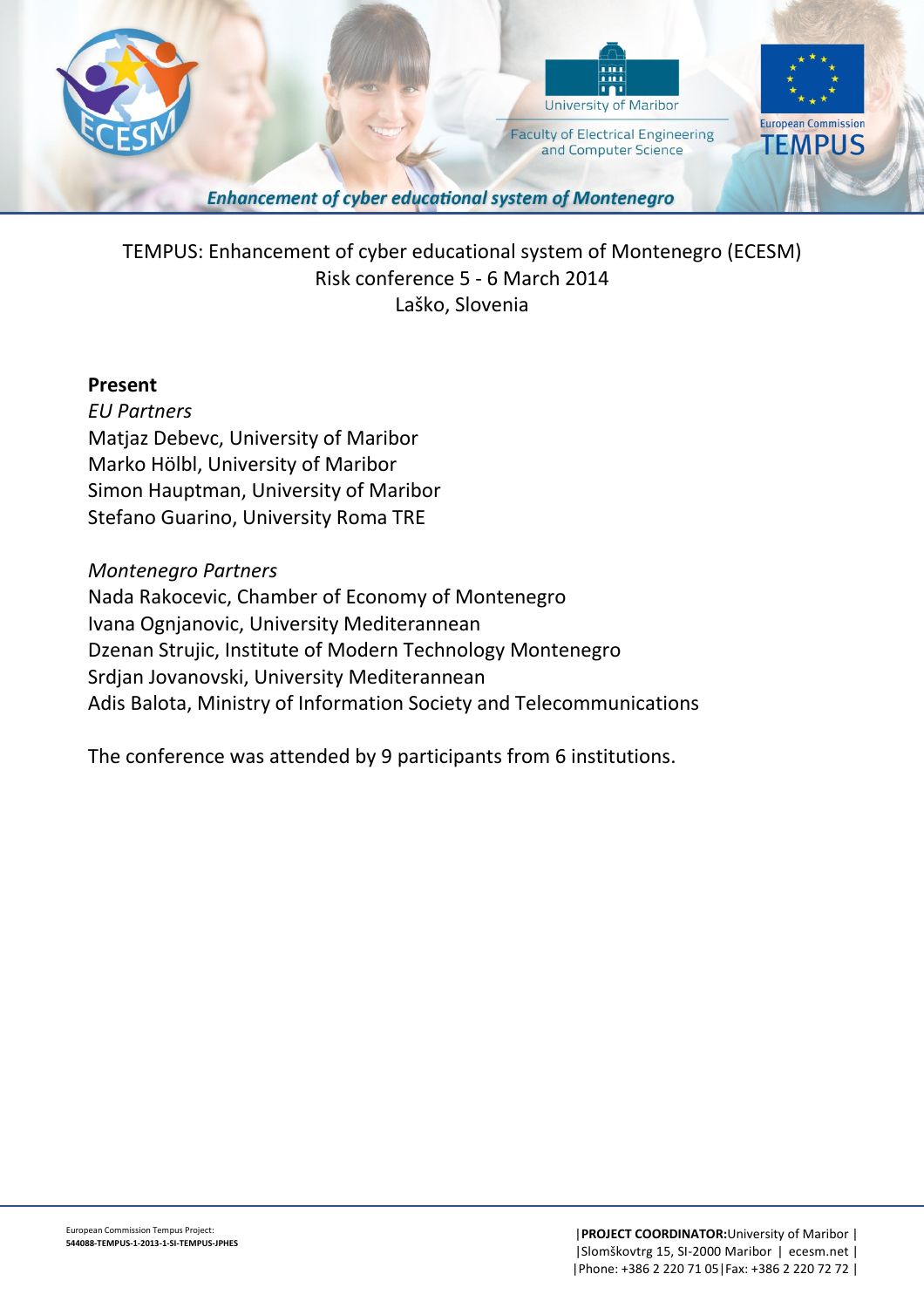TEMPUS: Enhancement of cyber educational system of Montenegro (ECESM)
Risk conference 5 - 6 March 2014
Laško, Slovenia

**Present**

*EU Partners*
Matjaz Debevc, University of Maribor
Marko Hölbl, University of Maribor
Simon Hauptman, University of Maribor
Stefano Guarino, University Roma TRE

*Montenegro Partners*
Nada Rakocevic, Chamber of Economy of Montenegro
Ivana Ognjanovic, University Mediterannean
Dzenan Strujic, Institute of Modern Technology Montenegro
Srdjan Jovanovski, University Mediterannean
Adis Balota, Ministry of Information Society and Telecommunications

The conference was attended by 9 participants from 6 institutions.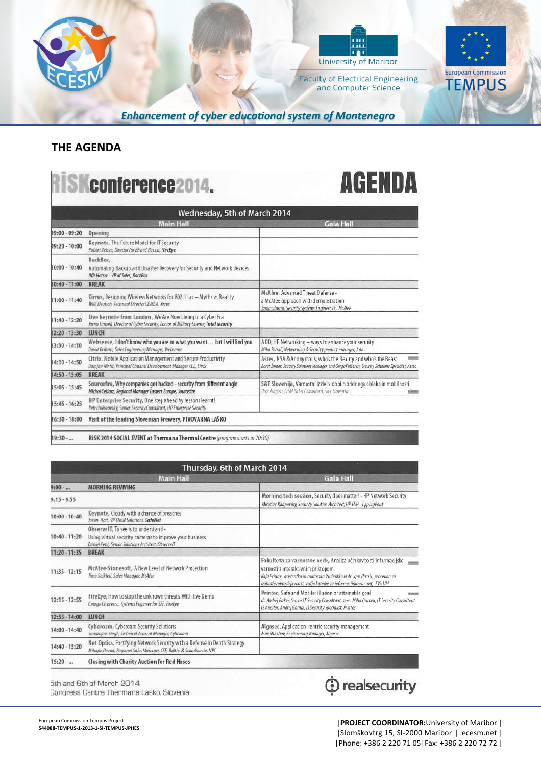Enhancement of cyber educational system of Montenegro

## THE AGENDA

# RiSK conference 2014. AGENDA

| Wednesday, 5th of March 2014 | | |
|---|---|---|
| | Main Hall | Gala Hall |
| 09:00 - 09:20 | Opening | |
| 09:20 - 10:00 | Keynote, The Future Model for IT Security *Robert Zeluze, Director for EE and Russia, FireEye* | |
| 10:00 - 10:40 | BackBox, Automating Backup and Disaster Recovery for Security and Network Devices *Ofir Hatsor - VP of Sales, BackBox* | |
| 10:40 - 11:00 | BREAK | |
| 11:00 - 11:40 | Xirrus, Designing Wireless Networks for 802.11ac – Myths vs Reality *Willi Deutch, Technical Director CEMEA, Xirrus* | McAfee, Advanced Threat Defense - a McAfee approach with demonstration *Tamas Barna, Security Systems Engineer EE, McAfee* |
| 11:40 - 12:20 | Live keynote from London, We Are Now Living In a Cyber Era *Jarno Limnéll, Director of Cyber Security, Doctor of Military Science, Intel security* | |
| 12:20 - 13:30 | LUNCH | |
| 13:30 - 14:10 | Websense, I don't know who you are or what you want… but I will find you. *David Brilant, Sales Engineering Manager, Websense* | ADD, HP Networking – ways to enhance your security *Miha Petrač, Networking & Security product manager, Add* |
| 14:10 - 14:50 | Citrix, Nobile Application Management and Secure Productivity *Damjan Mirtič, Principal Channel Development Manager CEE, Citrix* | Astec, NSA & Anonymous, who's the Beauty and who's the Beast *Borut Žnidar, Security Solutions Manager and Grega Prešeren, Security Solutions Specialist, Astec* |
| 14:50 - 15:05 | BREAK | |
| 15:05 - 15:45 | Sourcefire, Why companies get hacked - security from different angle *Michal Ceklarz, Regional Manager Eastern Europe, Sourcefire* | S&T Slovenija, Varnostni izzivi v dobi hibridnega oblaka in mobilnosti *Uroš Majcen, ITSM Sales Consultant, S&T Slovenia* |
| 15:45 - 16:25 | HP Enterprise Security, One step ahead by lessons learnt! *Petr Hnevkovsky, Senior Security Consultant, HP Enterprise Security* | |
| 16:30 - 18:00 | Visit of the leading Slovenian brewery, PIVOVARNA LAŠKO | |
| 19:30 - ... | RiSK 2014 SOCIAL EVENT at Thermana Thermal Centre *(program starts at 20:30)* | |

| Thursday, 6th of March 2014 | | |
|---|---|---|
| | Main Hall | Gala Hall |
| 9:00 - ... | MORNING REVIVING | |
| 9:15 - 9:55 | | Morning tech session, Security does matter! - HP Network Security *Miroslav Knapovsky, Securty Solution Architect, HP ESP - TippingPoint* |
| 10:00 - 10:40 | Keynote, Cloudy with a chance of breaches *Jason Hart, VP Cloud Solutions, SafeNet* | |
| 10:40 - 11:20 | ObserveIT, To see is to understand - Using virtual security cameras to improve your business *Daniel Petri, Senior Solutions Architect, ObserveIT* | |
| 11:20 - 11:35 | BREAK | |
| 11:35 - 12:15 | McAfee-Stonesoft, A New Level of Network Protection *Timo Saikkeli, Sales Manager, McAfee* | Fakulteta za varnostne vede, Analiza učinkovitosti informacijske varnosti z interaktivnim pristopom *Kaja Prislan, asistentka in doktorska študentka in dr. Igor Bernik, prodekan za izobraževalno dejavnost, vodja katedre za informacijsko varnost, FVV UM* |
| 12:15 - 12:55 | FireEye, How to stop the unknown threats With live Demo *George Chiorescu, Systems Engineer for SEE, FireEye* | Printec, Safe and Mobile: illusion or attainable goal *dr. Andrej Rakar, Senior IT Security Consultant, spec. Miha Ozimek, IT Security Consultant IS Auditor, Andrej Gornik, IT Security Specialist, Printec* |
| 12:55 - 14:00 | LUNCH | |
| 14:00 - 14:40 | Cyberoam, Cyberoam Security Solutions *Simranjeet Singh, Technical Account Manager, Cyberoam* | Algosec, Application-centric security management *Max Shirshov, Engineering Manager, Algosec* |
| 14:40 - 15:20 | Net Optics, Fortifying Network Security with a Defense In Depth Strategy *Mihajlo Prerad, Regional Sales Manager, CEE, Baltics & Scandinavia, NPC* | |
| 15:20 - ... | Closing with Charity Auction for Red Noses | |

5th and 6th of March 2014
Congress Centre Thermana Laško, Slovenia

realsecurity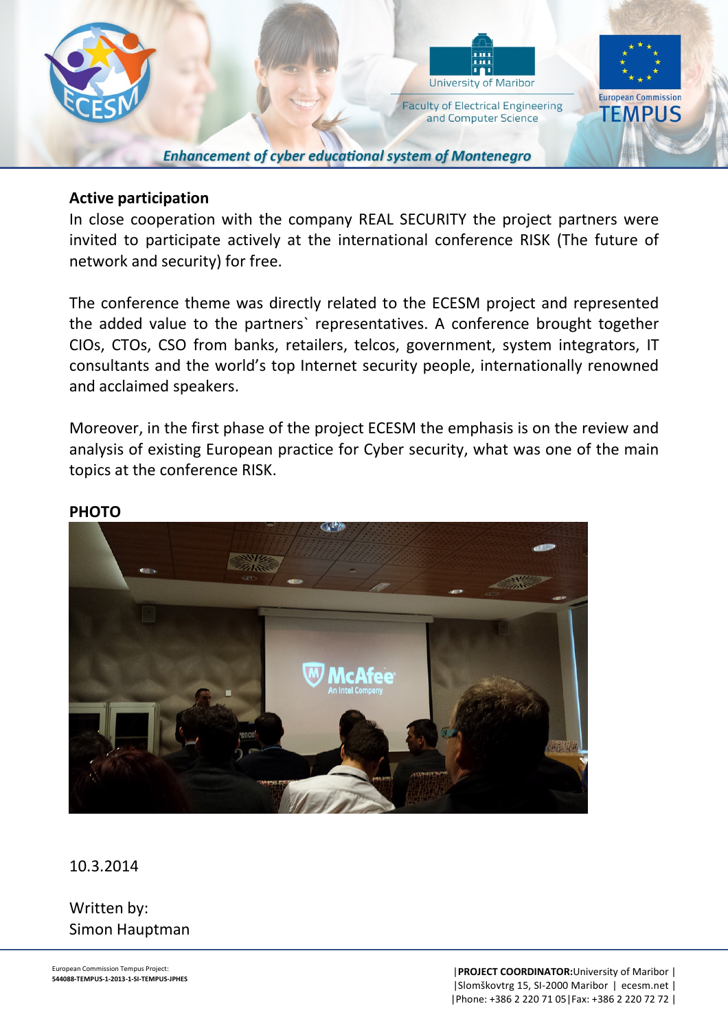**Active participation**

In close cooperation with the company REAL SECURITY the project partners were invited to participate actively at the international conference RISK (The future of network and security) for free.

The conference theme was directly related to the ECESM project and represented the added value to the partners` representatives. A conference brought together CIOs, CTOs, CSO from banks, retailers, telcos, government, system integrators, IT consultants and the world's top Internet security people, internationally renowned and acclaimed speakers.

Moreover, in the first phase of the project ECESM the emphasis is on the review and analysis of existing European practice for Cyber security, what was one of the main topics at the conference RISK.

**PHOTO**

10.3.2014

Written by:
Simon Hauptman